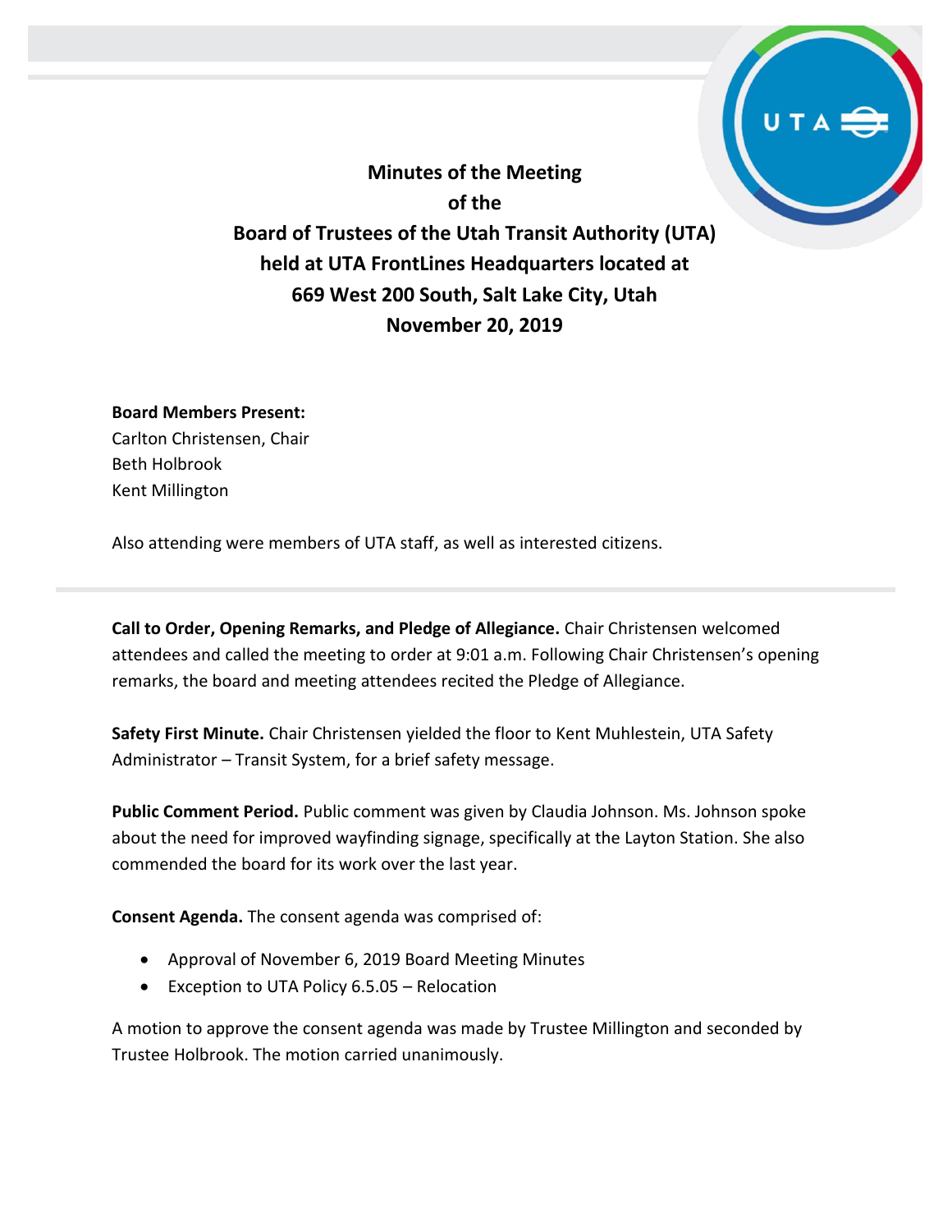# Minutes of the Meeting of the Board of Trustees of the Utah Transit Authority (UTA) held at UTA FrontLines Headquarters located at 669 West 200 South, Salt Lake City, Utah November 20, 2019

**Board Members Present:**
Carlton Christensen, Chair
Beth Holbrook
Kent Millington

Also attending were members of UTA staff, as well as interested citizens.

---

**Call to Order, Opening Remarks, and Pledge of Allegiance.** Chair Christensen welcomed attendees and called the meeting to order at 9:01 a.m. Following Chair Christensen's opening remarks, the board and meeting attendees recited the Pledge of Allegiance.

**Safety First Minute.** Chair Christensen yielded the floor to Kent Muhlestein, UTA Safety Administrator – Transit System, for a brief safety message.

**Public Comment Period.** Public comment was given by Claudia Johnson. Ms. Johnson spoke about the need for improved wayfinding signage, specifically at the Layton Station. She also commended the board for its work over the last year.

**Consent Agenda.** The consent agenda was comprised of:

- Approval of November 6, 2019 Board Meeting Minutes
- Exception to UTA Policy 6.5.05 – Relocation

A motion to approve the consent agenda was made by Trustee Millington and seconded by Trustee Holbrook. The motion carried unanimously.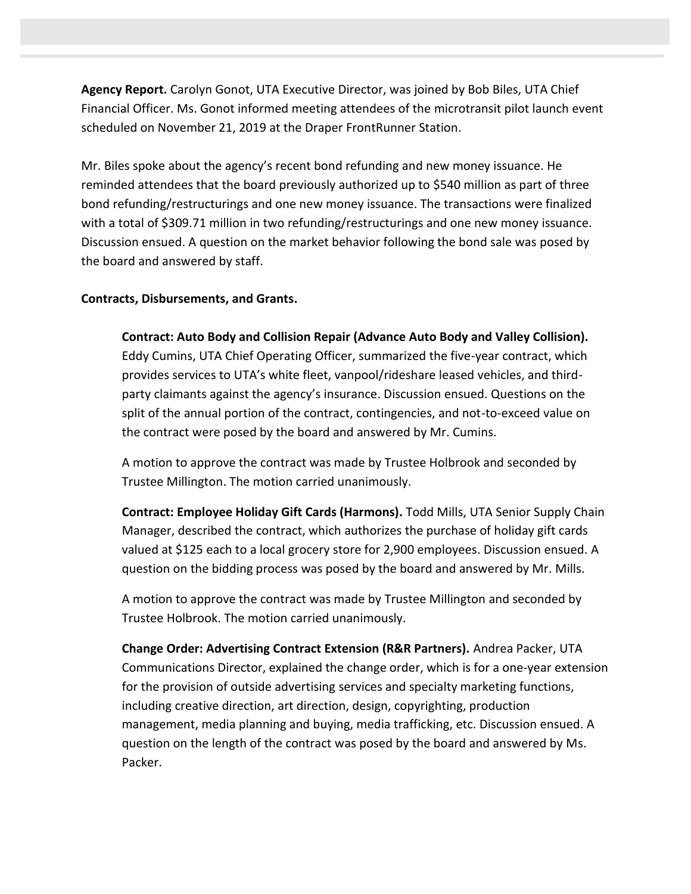**Agency Report.** Carolyn Gonot, UTA Executive Director, was joined by Bob Biles, UTA Chief Financial Officer. Ms. Gonot informed meeting attendees of the microtransit pilot launch event scheduled on November 21, 2019 at the Draper FrontRunner Station.

Mr. Biles spoke about the agency's recent bond refunding and new money issuance. He reminded attendees that the board previously authorized up to $540 million as part of three bond refunding/restructurings and one new money issuance. The transactions were finalized with a total of $309.71 million in two refunding/restructurings and one new money issuance. Discussion ensued. A question on the market behavior following the bond sale was posed by the board and answered by staff.

**Contracts, Disbursements, and Grants.**

**Contract: Auto Body and Collision Repair (Advance Auto Body and Valley Collision).** Eddy Cumins, UTA Chief Operating Officer, summarized the five-year contract, which provides services to UTA's white fleet, vanpool/rideshare leased vehicles, and third-party claimants against the agency's insurance. Discussion ensued. Questions on the split of the annual portion of the contract, contingencies, and not-to-exceed value on the contract were posed by the board and answered by Mr. Cumins.

A motion to approve the contract was made by Trustee Holbrook and seconded by Trustee Millington. The motion carried unanimously.

**Contract: Employee Holiday Gift Cards (Harmons).** Todd Mills, UTA Senior Supply Chain Manager, described the contract, which authorizes the purchase of holiday gift cards valued at $125 each to a local grocery store for 2,900 employees. Discussion ensued. A question on the bidding process was posed by the board and answered by Mr. Mills.

A motion to approve the contract was made by Trustee Millington and seconded by Trustee Holbrook. The motion carried unanimously.

**Change Order: Advertising Contract Extension (R&R Partners).** Andrea Packer, UTA Communications Director, explained the change order, which is for a one-year extension for the provision of outside advertising services and specialty marketing functions, including creative direction, art direction, design, copyrighting, production management, media planning and buying, media trafficking, etc. Discussion ensued. A question on the length of the contract was posed by the board and answered by Ms. Packer.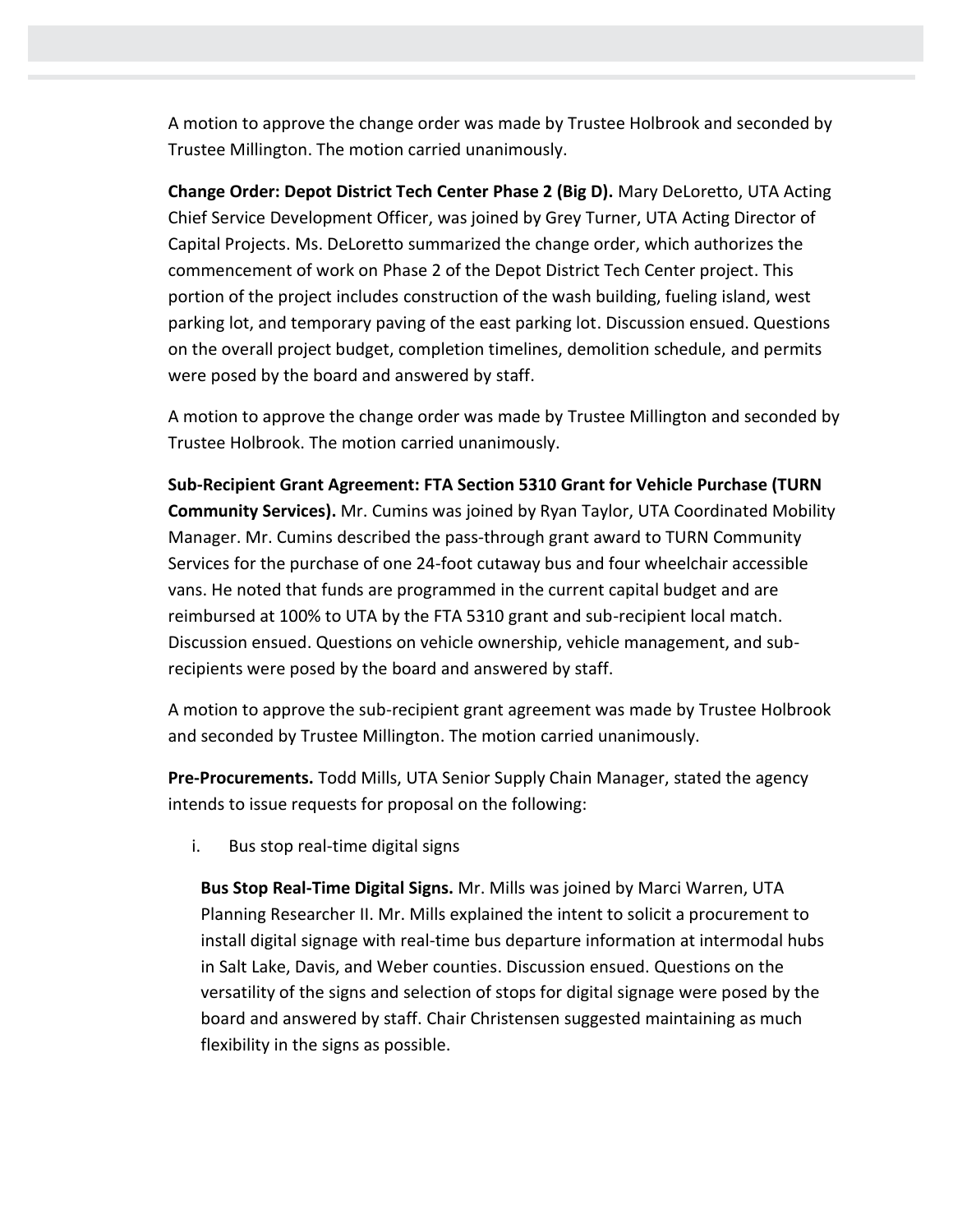A motion to approve the change order was made by Trustee Holbrook and seconded by Trustee Millington. The motion carried unanimously.

**Change Order: Depot District Tech Center Phase 2 (Big D).** Mary DeLoretto, UTA Acting Chief Service Development Officer, was joined by Grey Turner, UTA Acting Director of Capital Projects. Ms. DeLoretto summarized the change order, which authorizes the commencement of work on Phase 2 of the Depot District Tech Center project. This portion of the project includes construction of the wash building, fueling island, west parking lot, and temporary paving of the east parking lot. Discussion ensued. Questions on the overall project budget, completion timelines, demolition schedule, and permits were posed by the board and answered by staff.

A motion to approve the change order was made by Trustee Millington and seconded by Trustee Holbrook. The motion carried unanimously.

**Sub-Recipient Grant Agreement: FTA Section 5310 Grant for Vehicle Purchase (TURN Community Services).** Mr. Cumins was joined by Ryan Taylor, UTA Coordinated Mobility Manager. Mr. Cumins described the pass-through grant award to TURN Community Services for the purchase of one 24-foot cutaway bus and four wheelchair accessible vans. He noted that funds are programmed in the current capital budget and are reimbursed at 100% to UTA by the FTA 5310 grant and sub-recipient local match. Discussion ensued. Questions on vehicle ownership, vehicle management, and sub-recipients were posed by the board and answered by staff.

A motion to approve the sub-recipient grant agreement was made by Trustee Holbrook and seconded by Trustee Millington. The motion carried unanimously.

**Pre-Procurements.** Todd Mills, UTA Senior Supply Chain Manager, stated the agency intends to issue requests for proposal on the following:

i. Bus stop real-time digital signs

**Bus Stop Real-Time Digital Signs.** Mr. Mills was joined by Marci Warren, UTA Planning Researcher II. Mr. Mills explained the intent to solicit a procurement to install digital signage with real-time bus departure information at intermodal hubs in Salt Lake, Davis, and Weber counties. Discussion ensued. Questions on the versatility of the signs and selection of stops for digital signage were posed by the board and answered by staff. Chair Christensen suggested maintaining as much flexibility in the signs as possible.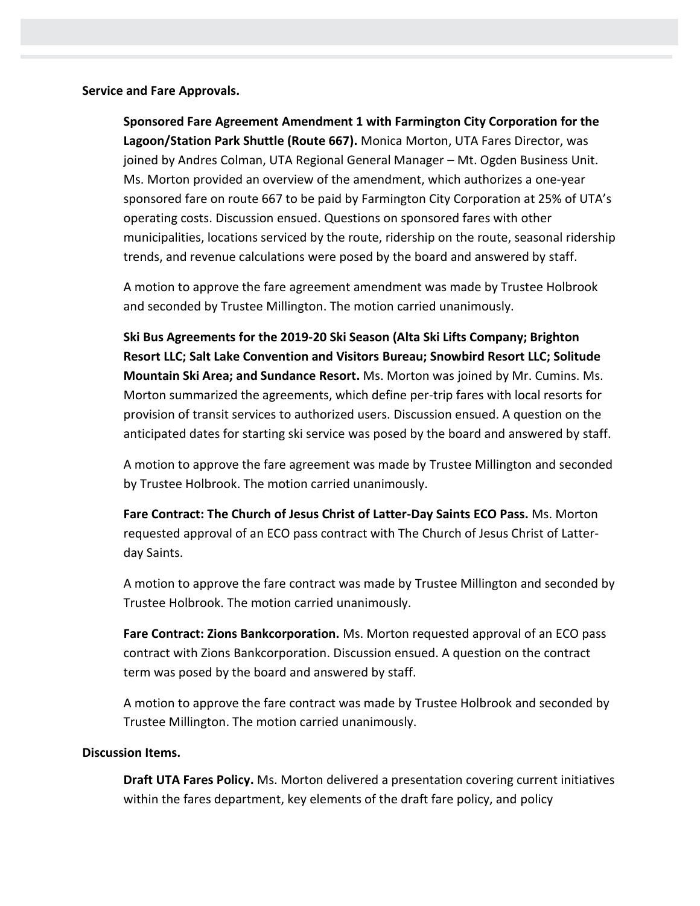**Service and Fare Approvals.**

**Sponsored Fare Agreement Amendment 1 with Farmington City Corporation for the Lagoon/Station Park Shuttle (Route 667).** Monica Morton, UTA Fares Director, was joined by Andres Colman, UTA Regional General Manager – Mt. Ogden Business Unit. Ms. Morton provided an overview of the amendment, which authorizes a one-year sponsored fare on route 667 to be paid by Farmington City Corporation at 25% of UTA's operating costs. Discussion ensued. Questions on sponsored fares with other municipalities, locations serviced by the route, ridership on the route, seasonal ridership trends, and revenue calculations were posed by the board and answered by staff.

A motion to approve the fare agreement amendment was made by Trustee Holbrook and seconded by Trustee Millington. The motion carried unanimously.

**Ski Bus Agreements for the 2019-20 Ski Season (Alta Ski Lifts Company; Brighton Resort LLC; Salt Lake Convention and Visitors Bureau; Snowbird Resort LLC; Solitude Mountain Ski Area; and Sundance Resort.** Ms. Morton was joined by Mr. Cumins. Ms. Morton summarized the agreements, which define per-trip fares with local resorts for provision of transit services to authorized users. Discussion ensued. A question on the anticipated dates for starting ski service was posed by the board and answered by staff.

A motion to approve the fare agreement was made by Trustee Millington and seconded by Trustee Holbrook. The motion carried unanimously.

**Fare Contract: The Church of Jesus Christ of Latter-Day Saints ECO Pass.** Ms. Morton requested approval of an ECO pass contract with The Church of Jesus Christ of Latter-day Saints.

A motion to approve the fare contract was made by Trustee Millington and seconded by Trustee Holbrook. The motion carried unanimously.

**Fare Contract: Zions Bankcorporation.** Ms. Morton requested approval of an ECO pass contract with Zions Bankcorporation. Discussion ensued. A question on the contract term was posed by the board and answered by staff.

A motion to approve the fare contract was made by Trustee Holbrook and seconded by Trustee Millington. The motion carried unanimously.

**Discussion Items.**

**Draft UTA Fares Policy.** Ms. Morton delivered a presentation covering current initiatives within the fares department, key elements of the draft fare policy, and policy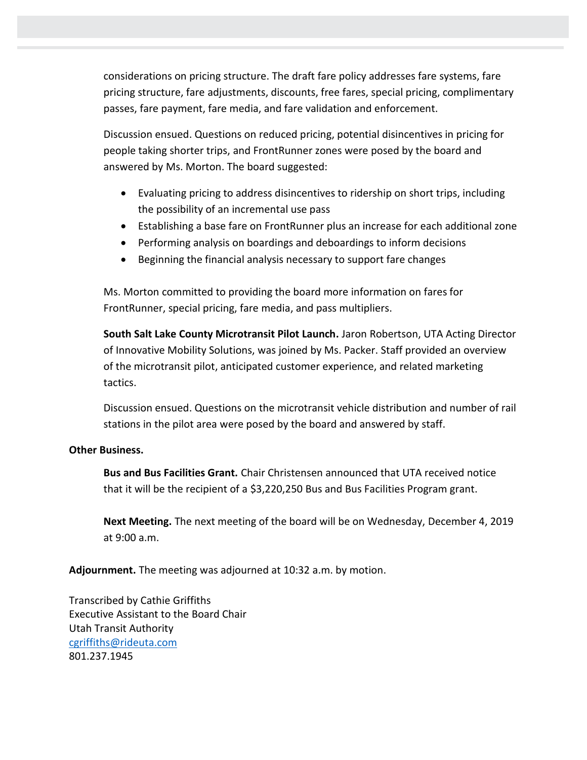considerations on pricing structure. The draft fare policy addresses fare systems, fare pricing structure, fare adjustments, discounts, free fares, special pricing, complimentary passes, fare payment, fare media, and fare validation and enforcement.

Discussion ensued. Questions on reduced pricing, potential disincentives in pricing for people taking shorter trips, and FrontRunner zones were posed by the board and answered by Ms. Morton. The board suggested:

- Evaluating pricing to address disincentives to ridership on short trips, including the possibility of an incremental use pass
- Establishing a base fare on FrontRunner plus an increase for each additional zone
- Performing analysis on boardings and deboardings to inform decisions
- Beginning the financial analysis necessary to support fare changes

Ms. Morton committed to providing the board more information on fares for FrontRunner, special pricing, fare media, and pass multipliers.

**South Salt Lake County Microtransit Pilot Launch.** Jaron Robertson, UTA Acting Director of Innovative Mobility Solutions, was joined by Ms. Packer. Staff provided an overview of the microtransit pilot, anticipated customer experience, and related marketing tactics.

Discussion ensued. Questions on the microtransit vehicle distribution and number of rail stations in the pilot area were posed by the board and answered by staff.

**Other Business.**

**Bus and Bus Facilities Grant.** Chair Christensen announced that UTA received notice that it will be the recipient of a $3,220,250 Bus and Bus Facilities Program grant.

**Next Meeting.** The next meeting of the board will be on Wednesday, December 4, 2019 at 9:00 a.m.

**Adjournment.** The meeting was adjourned at 10:32 a.m. by motion.

Transcribed by Cathie Griffiths
Executive Assistant to the Board Chair
Utah Transit Authority
cgriffiths@rideuta.com
801.237.1945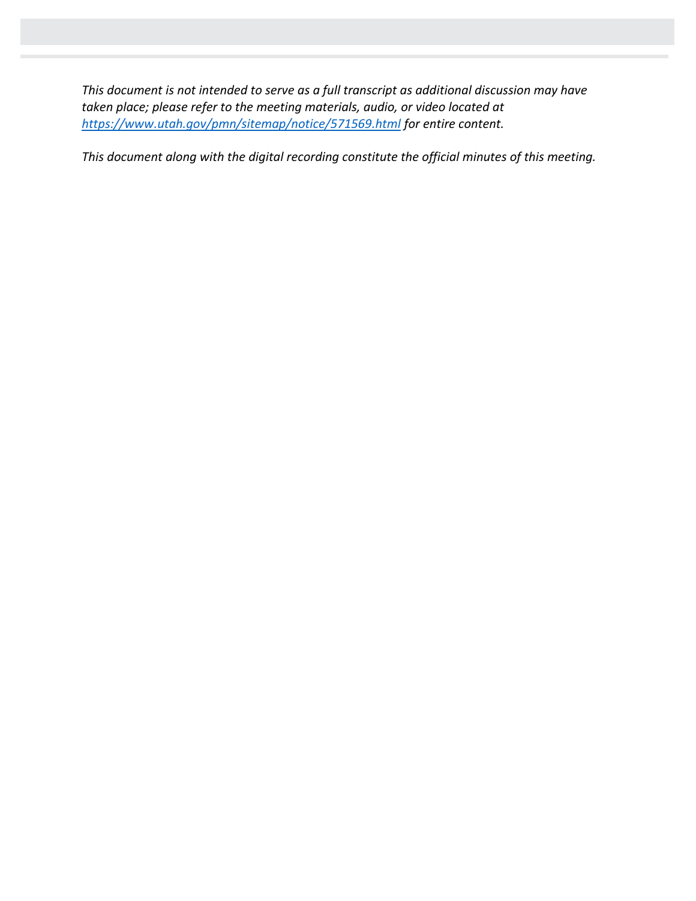*This document is not intended to serve as a full transcript as additional discussion may have taken place; please refer to the meeting materials, audio, or video located at [https://www.utah.gov/pmn/sitemap/notice/571569.html](https://www.utah.gov/pmn/sitemap/notice/571569.html) for entire content.*

*This document along with the digital recording constitute the official minutes of this meeting.*